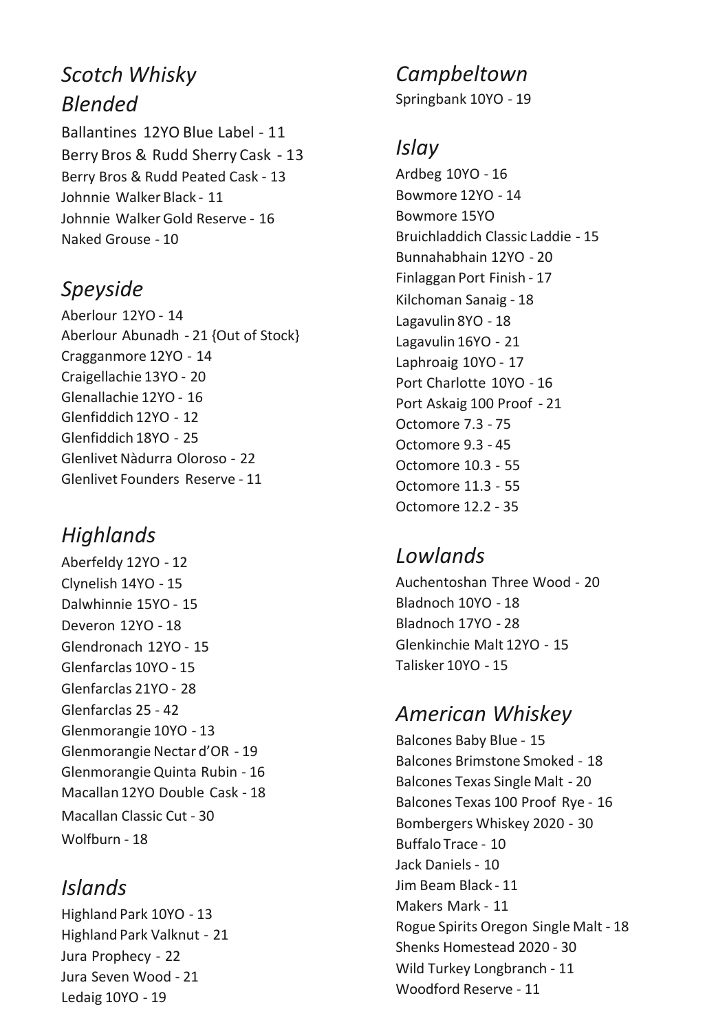## *Scotch Whisky*

### *Blended*

Ballantines 12YO Blue Label - 11
Berry Bros & Rudd Sherry Cask - 13
Berry Bros & Rudd Peated Cask - 13
Johnnie Walker Black - 11
Johnnie Walker Gold Reserve - 16
Naked Grouse - 10

### *Speyside*

Aberlour 12YO - 14
Aberlour Abunadh - 21 {Out of Stock}
Cragganmore 12YO - 14
Craigellachie 13YO - 20
Glenallachie 12YO - 16
Glenfiddich 12YO - 12
Glenfiddich 18YO - 25
Glenlivet Nàdurra Oloroso - 22
Glenlivet Founders Reserve - 11

### *Highlands*

Aberfeldy 12YO - 12
Clynelish 14YO - 15
Dalwhinnie 15YO - 15
Deveron 12YO - 18
Glendronach 12YO - 15
Glenfarclas 10YO - 15
Glenfarclas 21YO - 28
Glenfarclas 25 - 42
Glenmorangie 10YO - 13
Glenmorangie Nectar d'OR - 19
Glenmorangie Quinta Rubin - 16
Macallan 12YO Double Cask - 18
Macallan Classic Cut - 30
Wolfburn - 18

### *Islands*

Highland Park 10YO - 13
Highland Park Valknut - 21
Jura Prophecy - 22
Jura Seven Wood - 21
Ledaig 10YO - 19

### *Campbeltown*

Springbank 10YO - 19

### *Islay*

Ardbeg 10YO - 16
Bowmore 12YO - 14
Bowmore 15YO
Bruichladdich Classic Laddie - 15
Bunnahabhain 12YO - 20
Finlaggan Port Finish - 17
Kilchoman Sanaig - 18
Lagavulin 8YO - 18
Lagavulin 16YO - 21
Laphroaig 10YO - 17
Port Charlotte 10YO - 16
Port Askaig 100 Proof - 21
Octomore 7.3 - 75
Octomore 9.3 - 45
Octomore 10.3 - 55
Octomore 11.3 - 55
Octomore 12.2 - 35

### *Lowlands*

Auchentoshan Three Wood - 20
Bladnoch 10YO - 18
Bladnoch 17YO - 28
Glenkinchie Malt 12YO - 15
Talisker 10YO - 15

## *American Whiskey*

Balcones Baby Blue - 15
Balcones Brimstone Smoked - 18
Balcones Texas Single Malt - 20
Balcones Texas 100 Proof Rye - 16
Bombergers Whiskey 2020 - 30
Buffalo Trace - 10
Jack Daniels - 10
Jim Beam Black - 11
Makers Mark - 11
Rogue Spirits Oregon Single Malt - 18
Shenks Homestead 2020 - 30
Wild Turkey Longbranch - 11
Woodford Reserve - 11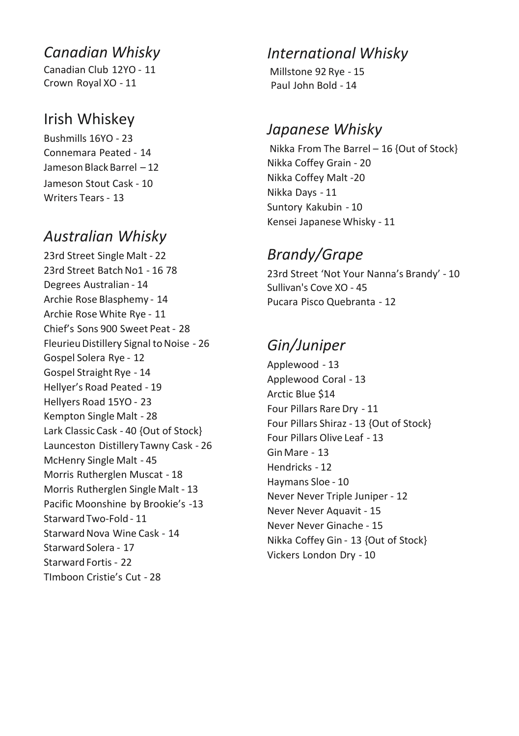## *Canadian Whisky*

Canadian Club 12YO - 11
Crown Royal XO - 11

## Irish Whiskey

Bushmills 16YO - 23
Connemara Peated - 14
Jameson Black Barrel – 12
Jameson Stout Cask - 10
Writers Tears - 13

## *Australian Whisky*

23rd Street Single Malt - 22
23rd Street Batch No1 - 16 78
Degrees Australian - 14
Archie Rose Blasphemy - 14
Archie Rose White Rye - 11
Chief's Sons 900 Sweet Peat - 28
Fleurieu Distillery Signal to Noise - 26
Gospel Solera Rye - 12
Gospel Straight Rye - 14
Hellyer's Road Peated - 19
Hellyers Road 15YO - 23
Kempton Single Malt - 28
Lark Classic Cask - 40 {Out of Stock}
Launceston Distillery Tawny Cask - 26
McHenry Single Malt - 45
Morris Rutherglen Muscat - 18
Morris Rutherglen Single Malt - 13
Pacific Moonshine by Brookie's -13
Starward Two-Fold - 11
Starward Nova Wine Cask - 14
Starward Solera - 17
Starward Fortis - 22
TImboon Cristie's Cut - 28

## *International Whisky*

Millstone 92 Rye - 15
Paul John Bold - 14

## *Japanese Whisky*

Nikka From The Barrel – 16 {Out of Stock}
Nikka Coffey Grain - 20
Nikka Coffey Malt -20
Nikka Days - 11
Suntory Kakubin - 10
Kensei Japanese Whisky - 11

## *Brandy/Grape*

23rd Street 'Not Your Nanna's Brandy' - 10
Sullivan's Cove XO - 45
Pucara Pisco Quebranta - 12

## *Gin/Juniper*

Applewood - 13
Applewood Coral - 13
Arctic Blue $14
Four Pillars Rare Dry - 11
Four Pillars Shiraz - 13 {Out of Stock}
Four Pillars Olive Leaf - 13
Gin Mare - 13
Hendricks - 12
Haymans Sloe - 10
Never Never Triple Juniper - 12
Never Never Aquavit - 15
Never Never Ginache - 15
Nikka Coffey Gin - 13 {Out of Stock}
Vickers London Dry - 10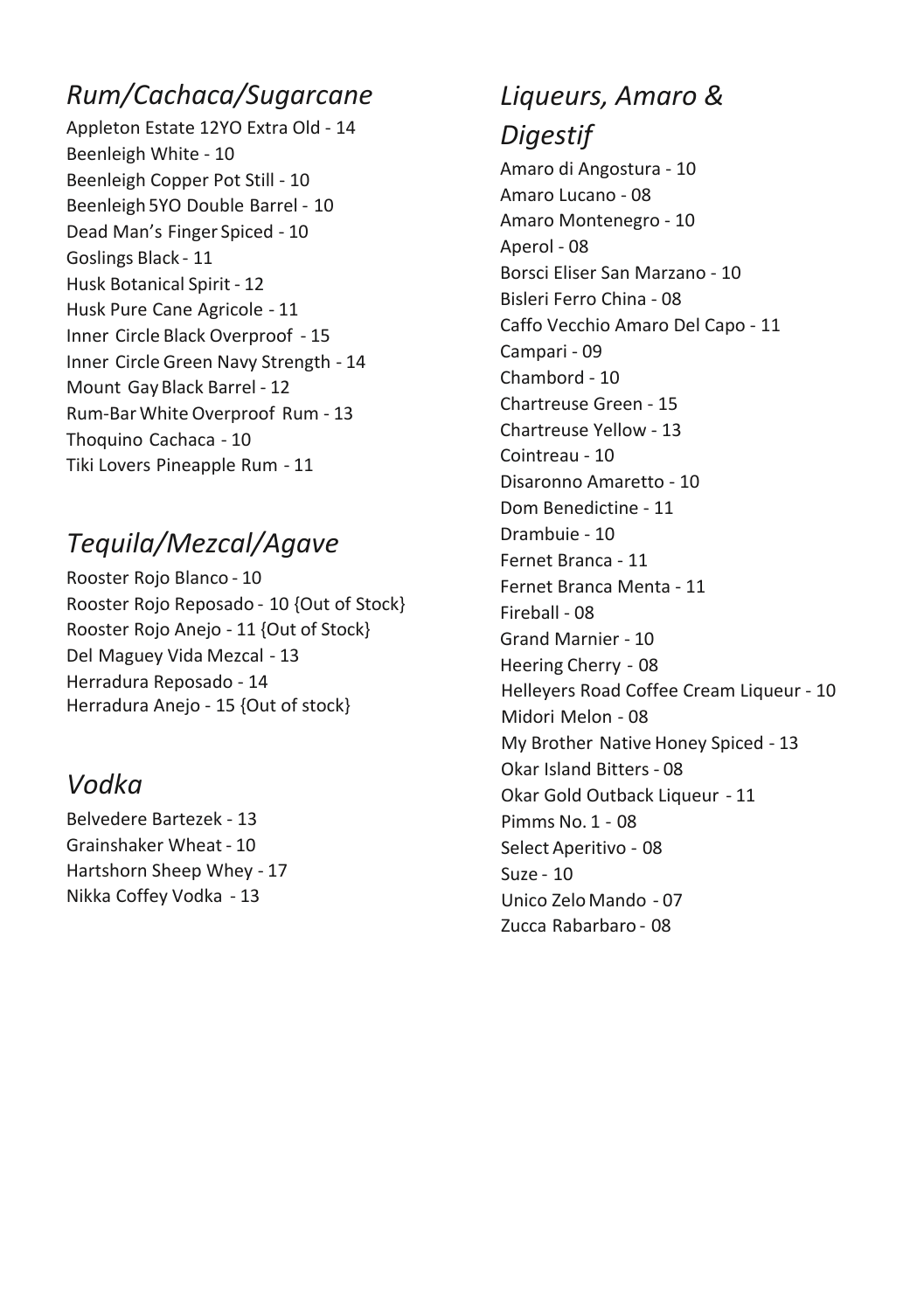## *Rum/Cachaca/Sugarcane*

Appleton Estate 12YO Extra Old - 14
Beenleigh White - 10
Beenleigh Copper Pot Still - 10
Beenleigh 5YO Double Barrel - 10
Dead Man's Finger Spiced - 10
Goslings Black - 11
Husk Botanical Spirit - 12
Husk Pure Cane Agricole - 11
Inner Circle Black Overproof - 15
Inner Circle Green Navy Strength - 14
Mount Gay Black Barrel - 12
Rum-Bar White Overproof Rum - 13
Thoquino Cachaca - 10
Tiki Lovers Pineapple Rum - 11

## *Tequila/Mezcal/Agave*

Rooster Rojo Blanco - 10
Rooster Rojo Reposado - 10 {Out of Stock}
Rooster Rojo Anejo - 11 {Out of Stock}
Del Maguey Vida Mezcal - 13
Herradura Reposado - 14
Herradura Anejo - 15 {Out of stock}

## *Vodka*

Belvedere Bartezek - 13
Grainshaker Wheat - 10
Hartshorn Sheep Whey - 17
Nikka Coffey Vodka - 13

## *Liqueurs, Amaro & Digestif*

Amaro di Angostura - 10
Amaro Lucano - 08
Amaro Montenegro - 10
Aperol - 08
Borsci Eliser San Marzano - 10
Bisleri Ferro China - 08
Caffo Vecchio Amaro Del Capo - 11
Campari - 09
Chambord - 10
Chartreuse Green - 15
Chartreuse Yellow - 13
Cointreau - 10
Disaronno Amaretto - 10
Dom Benedictine - 11
Drambuie - 10
Fernet Branca - 11
Fernet Branca Menta - 11
Fireball - 08
Grand Marnier - 10
Heering Cherry - 08
Helleyers Road Coffee Cream Liqueur - 10
Midori Melon - 08
My Brother Native Honey Spiced - 13
Okar Island Bitters - 08
Okar Gold Outback Liqueur - 11
Pimms No. 1 - 08
Select Aperitivo - 08
Suze - 10
Unico Zelo Mando - 07
Zucca Rabarbaro - 08